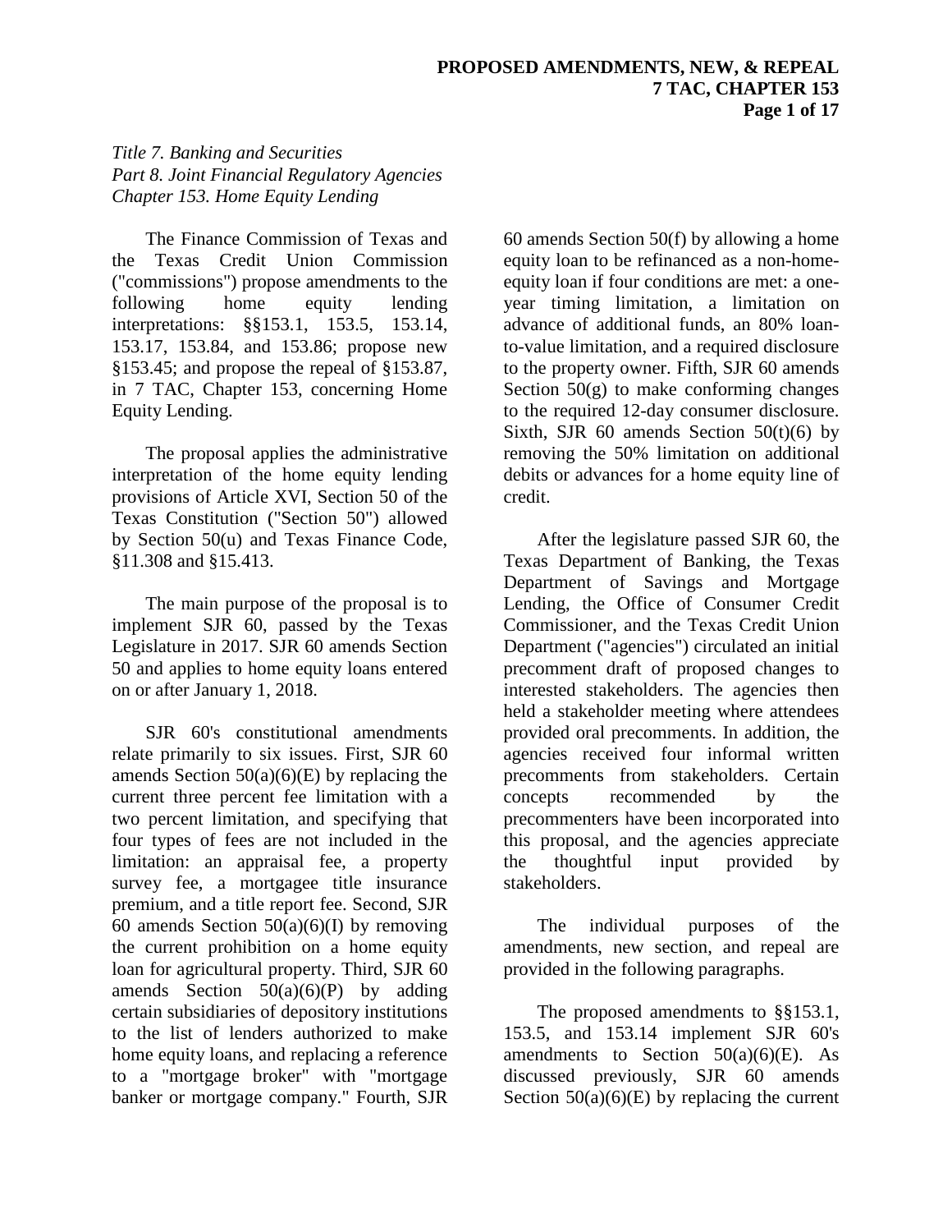*Title 7. Banking and Securities*
*Part 8. Joint Financial Regulatory Agencies*
*Chapter 153. Home Equity Lending*

The Finance Commission of Texas and the Texas Credit Union Commission ("commissions") propose amendments to the following home equity lending interpretations: §§153.1, 153.5, 153.14, 153.17, 153.84, and 153.86; propose new §153.45; and propose the repeal of §153.87, in 7 TAC, Chapter 153, concerning Home Equity Lending.

The proposal applies the administrative interpretation of the home equity lending provisions of Article XVI, Section 50 of the Texas Constitution ("Section 50") allowed by Section 50(u) and Texas Finance Code, §11.308 and §15.413.

The main purpose of the proposal is to implement SJR 60, passed by the Texas Legislature in 2017. SJR 60 amends Section 50 and applies to home equity loans entered on or after January 1, 2018.

SJR 60's constitutional amendments relate primarily to six issues. First, SJR 60 amends Section 50(a)(6)(E) by replacing the current three percent fee limitation with a two percent limitation, and specifying that four types of fees are not included in the limitation: an appraisal fee, a property survey fee, a mortgagee title insurance premium, and a title report fee. Second, SJR 60 amends Section 50(a)(6)(I) by removing the current prohibition on a home equity loan for agricultural property. Third, SJR 60 amends Section 50(a)(6)(P) by adding certain subsidiaries of depository institutions to the list of lenders authorized to make home equity loans, and replacing a reference to a "mortgage broker" with "mortgage banker or mortgage company." Fourth, SJR 60 amends Section 50(f) by allowing a home equity loan to be refinanced as a non-home-equity loan if four conditions are met: a one-year timing limitation, a limitation on advance of additional funds, an 80% loan-to-value limitation, and a required disclosure to the property owner. Fifth, SJR 60 amends Section 50(g) to make conforming changes to the required 12-day consumer disclosure. Sixth, SJR 60 amends Section 50(t)(6) by removing the 50% limitation on additional debits or advances for a home equity line of credit.

After the legislature passed SJR 60, the Texas Department of Banking, the Texas Department of Savings and Mortgage Lending, the Office of Consumer Credit Commissioner, and the Texas Credit Union Department ("agencies") circulated an initial precomment draft of proposed changes to interested stakeholders. The agencies then held a stakeholder meeting where attendees provided oral precomments. In addition, the agencies received four informal written precomments from stakeholders. Certain concepts recommended by the precommenters have been incorporated into this proposal, and the agencies appreciate the thoughtful input provided by stakeholders.

The individual purposes of the amendments, new section, and repeal are provided in the following paragraphs.

The proposed amendments to §§153.1, 153.5, and 153.14 implement SJR 60's amendments to Section 50(a)(6)(E). As discussed previously, SJR 60 amends Section 50(a)(6)(E) by replacing the current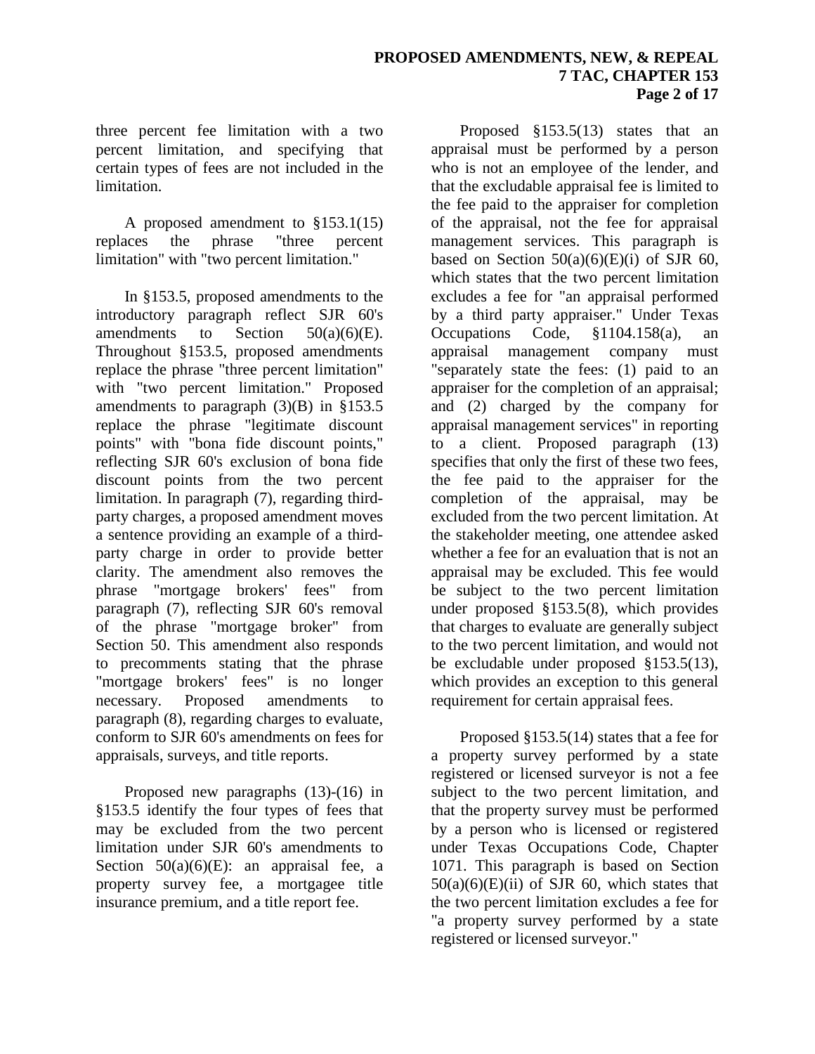three percent fee limitation with a two percent limitation, and specifying that certain types of fees are not included in the limitation.

A proposed amendment to §153.1(15) replaces the phrase "three percent limitation" with "two percent limitation."

In §153.5, proposed amendments to the introductory paragraph reflect SJR 60's amendments to Section 50(a)(6)(E). Throughout §153.5, proposed amendments replace the phrase "three percent limitation" with "two percent limitation." Proposed amendments to paragraph (3)(B) in §153.5 replace the phrase "legitimate discount points" with "bona fide discount points," reflecting SJR 60's exclusion of bona fide discount points from the two percent limitation. In paragraph (7), regarding third-party charges, a proposed amendment moves a sentence providing an example of a third-party charge in order to provide better clarity. The amendment also removes the phrase "mortgage brokers' fees" from paragraph (7), reflecting SJR 60's removal of the phrase "mortgage broker" from Section 50. This amendment also responds to precomments stating that the phrase "mortgage brokers' fees" is no longer necessary. Proposed amendments to paragraph (8), regarding charges to evaluate, conform to SJR 60's amendments on fees for appraisals, surveys, and title reports.

Proposed new paragraphs (13)-(16) in §153.5 identify the four types of fees that may be excluded from the two percent limitation under SJR 60's amendments to Section 50(a)(6)(E): an appraisal fee, a property survey fee, a mortgagee title insurance premium, and a title report fee.

Proposed §153.5(13) states that an appraisal must be performed by a person who is not an employee of the lender, and that the excludable appraisal fee is limited to the fee paid to the appraiser for completion of the appraisal, not the fee for appraisal management services. This paragraph is based on Section 50(a)(6)(E)(i) of SJR 60, which states that the two percent limitation excludes a fee for "an appraisal performed by a third party appraiser." Under Texas Occupations Code, §1104.158(a), an appraisal management company must "separately state the fees: (1) paid to an appraiser for the completion of an appraisal; and (2) charged by the company for appraisal management services" in reporting to a client. Proposed paragraph (13) specifies that only the first of these two fees, the fee paid to the appraiser for the completion of the appraisal, may be excluded from the two percent limitation. At the stakeholder meeting, one attendee asked whether a fee for an evaluation that is not an appraisal may be excluded. This fee would be subject to the two percent limitation under proposed §153.5(8), which provides that charges to evaluate are generally subject to the two percent limitation, and would not be excludable under proposed §153.5(13), which provides an exception to this general requirement for certain appraisal fees.

Proposed §153.5(14) states that a fee for a property survey performed by a state registered or licensed surveyor is not a fee subject to the two percent limitation, and that the property survey must be performed by a person who is licensed or registered under Texas Occupations Code, Chapter 1071. This paragraph is based on Section 50(a)(6)(E)(ii) of SJR 60, which states that the two percent limitation excludes a fee for "a property survey performed by a state registered or licensed surveyor."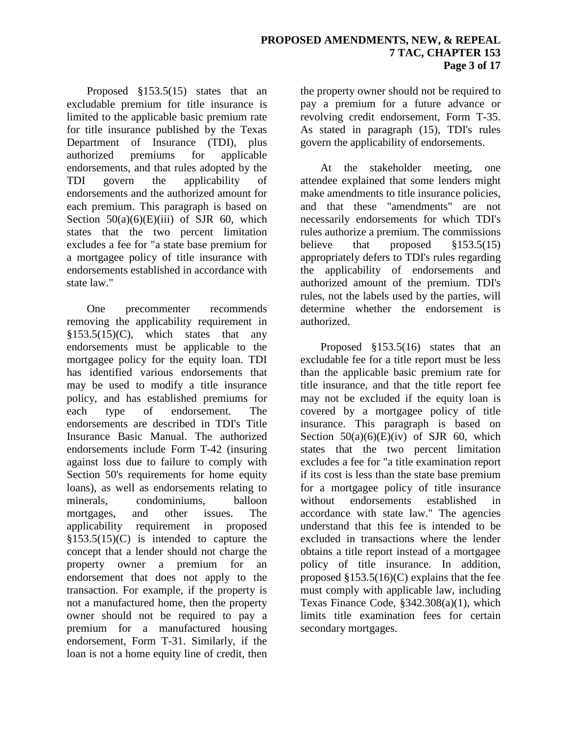Proposed §153.5(15) states that an excludable premium for title insurance is limited to the applicable basic premium rate for title insurance published by the Texas Department of Insurance (TDI), plus authorized premiums for applicable endorsements, and that rules adopted by the TDI govern the applicability of endorsements and the authorized amount for each premium. This paragraph is based on Section 50(a)(6)(E)(iii) of SJR 60, which states that the two percent limitation excludes a fee for "a state base premium for a mortgagee policy of title insurance with endorsements established in accordance with state law."

One precommenter recommends removing the applicability requirement in §153.5(15)(C), which states that any endorsements must be applicable to the mortgagee policy for the equity loan. TDI has identified various endorsements that may be used to modify a title insurance policy, and has established premiums for each type of endorsement. The endorsements are described in TDI's Title Insurance Basic Manual. The authorized endorsements include Form T-42 (insuring against loss due to failure to comply with Section 50's requirements for home equity loans), as well as endorsements relating to minerals, condominiums, balloon mortgages, and other issues. The applicability requirement in proposed §153.5(15)(C) is intended to capture the concept that a lender should not charge the property owner a premium for an endorsement that does not apply to the transaction. For example, if the property is not a manufactured home, then the property owner should not be required to pay a premium for a manufactured housing endorsement, Form T-31. Similarly, if the loan is not a home equity line of credit, then the property owner should not be required to pay a premium for a future advance or revolving credit endorsement, Form T-35. As stated in paragraph (15), TDI's rules govern the applicability of endorsements.

At the stakeholder meeting, one attendee explained that some lenders might make amendments to title insurance policies, and that these "amendments" are not necessarily endorsements for which TDI's rules authorize a premium. The commissions believe that proposed §153.5(15) appropriately defers to TDI's rules regarding the applicability of endorsements and authorized amount of the premium. TDI's rules, not the labels used by the parties, will determine whether the endorsement is authorized.

Proposed §153.5(16) states that an excludable fee for a title report must be less than the applicable basic premium rate for title insurance, and that the title report fee may not be excluded if the equity loan is covered by a mortgagee policy of title insurance. This paragraph is based on Section 50(a)(6)(E)(iv) of SJR 60, which states that the two percent limitation excludes a fee for "a title examination report if its cost is less than the state base premium for a mortgagee policy of title insurance without endorsements established in accordance with state law." The agencies understand that this fee is intended to be excluded in transactions where the lender obtains a title report instead of a mortgagee policy of title insurance. In addition, proposed §153.5(16)(C) explains that the fee must comply with applicable law, including Texas Finance Code, §342.308(a)(1), which limits title examination fees for certain secondary mortgages.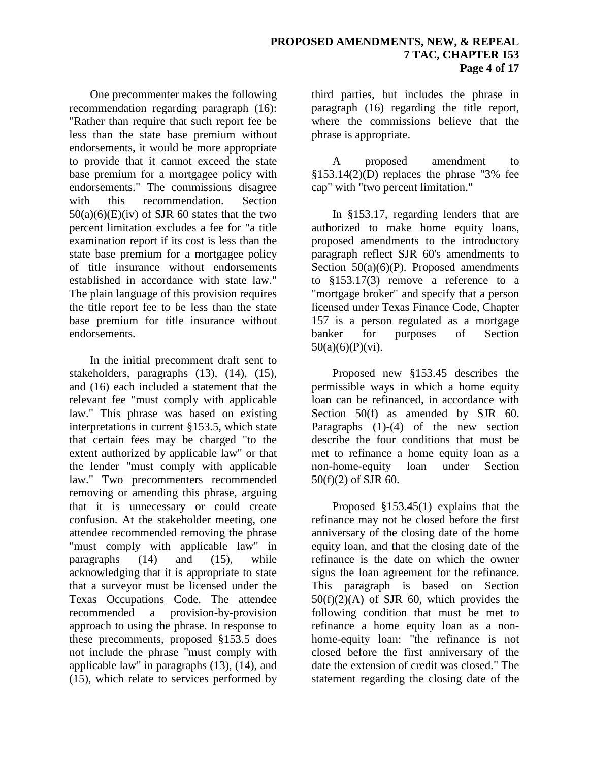One precommenter makes the following recommendation regarding paragraph (16): "Rather than require that such report fee be less than the state base premium without endorsements, it would be more appropriate to provide that it cannot exceed the state base premium for a mortgagee policy with endorsements." The commissions disagree with this recommendation. Section 50(a)(6)(E)(iv) of SJR 60 states that the two percent limitation excludes a fee for "a title examination report if its cost is less than the state base premium for a mortgagee policy of title insurance without endorsements established in accordance with state law." The plain language of this provision requires the title report fee to be less than the state base premium for title insurance without endorsements.

In the initial precomment draft sent to stakeholders, paragraphs (13), (14), (15), and (16) each included a statement that the relevant fee "must comply with applicable law." This phrase was based on existing interpretations in current §153.5, which state that certain fees may be charged "to the extent authorized by applicable law" or that the lender "must comply with applicable law." Two precommenters recommended removing or amending this phrase, arguing that it is unnecessary or could create confusion. At the stakeholder meeting, one attendee recommended removing the phrase "must comply with applicable law" in paragraphs (14) and (15), while acknowledging that it is appropriate to state that a surveyor must be licensed under the Texas Occupations Code. The attendee recommended a provision-by-provision approach to using the phrase. In response to these precomments, proposed §153.5 does not include the phrase "must comply with applicable law" in paragraphs (13), (14), and (15), which relate to services performed by third parties, but includes the phrase in paragraph (16) regarding the title report, where the commissions believe that the phrase is appropriate.

A proposed amendment to §153.14(2)(D) replaces the phrase "3% fee cap" with "two percent limitation."

In §153.17, regarding lenders that are authorized to make home equity loans, proposed amendments to the introductory paragraph reflect SJR 60's amendments to Section 50(a)(6)(P). Proposed amendments to §153.17(3) remove a reference to a "mortgage broker" and specify that a person licensed under Texas Finance Code, Chapter 157 is a person regulated as a mortgage banker for purposes of Section 50(a)(6)(P)(vi).

Proposed new §153.45 describes the permissible ways in which a home equity loan can be refinanced, in accordance with Section 50(f) as amended by SJR 60. Paragraphs (1)-(4) of the new section describe the four conditions that must be met to refinance a home equity loan as a non-home-equity loan under Section 50(f)(2) of SJR 60.

Proposed §153.45(1) explains that the refinance may not be closed before the first anniversary of the closing date of the home equity loan, and that the closing date of the refinance is the date on which the owner signs the loan agreement for the refinance. This paragraph is based on Section 50(f)(2)(A) of SJR 60, which provides the following condition that must be met to refinance a home equity loan as a non-home-equity loan: "the refinance is not closed before the first anniversary of the date the extension of credit was closed." The statement regarding the closing date of the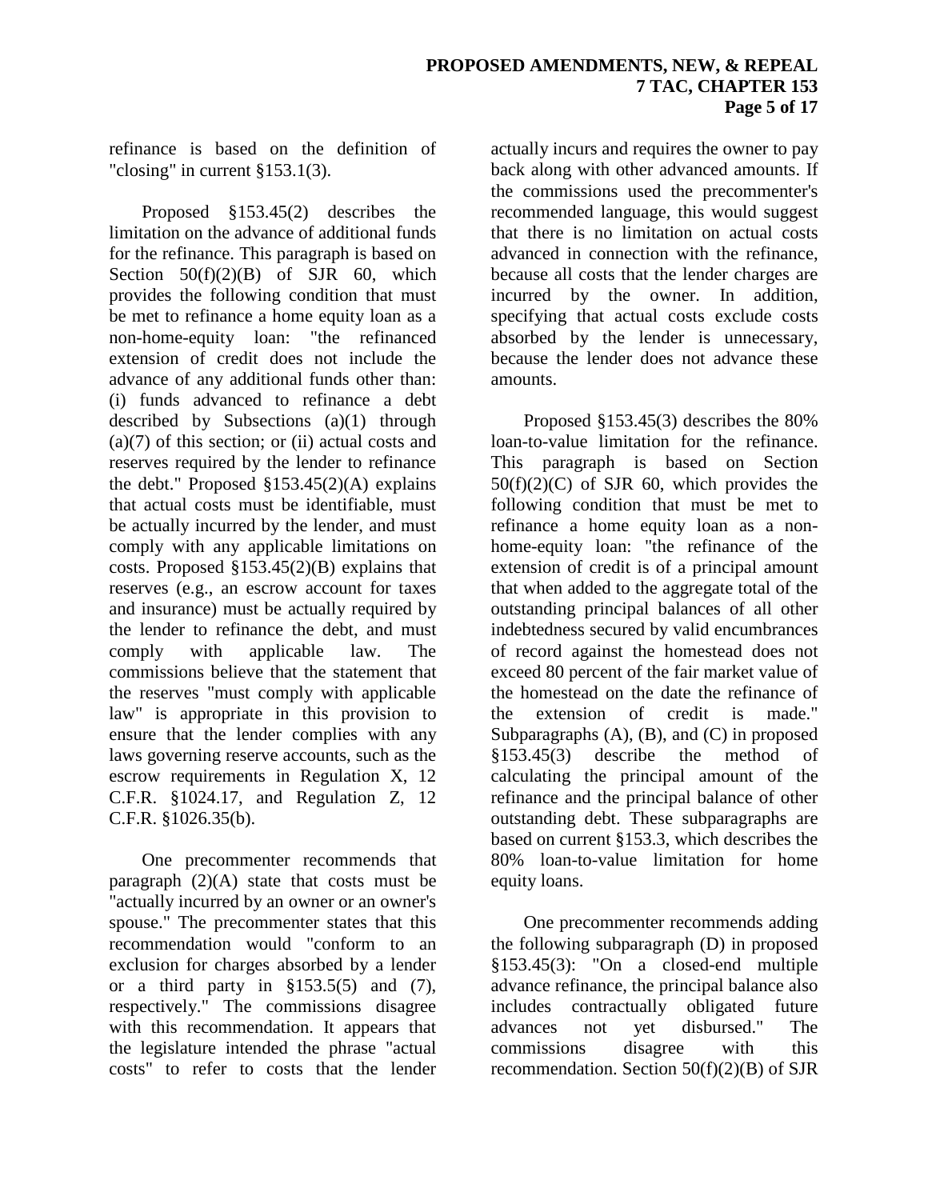refinance is based on the definition of "closing" in current §153.1(3).

Proposed §153.45(2) describes the limitation on the advance of additional funds for the refinance. This paragraph is based on Section 50(f)(2)(B) of SJR 60, which provides the following condition that must be met to refinance a home equity loan as a non-home-equity loan: "the refinanced extension of credit does not include the advance of any additional funds other than: (i) funds advanced to refinance a debt described by Subsections (a)(1) through (a)(7) of this section; or (ii) actual costs and reserves required by the lender to refinance the debt." Proposed §153.45(2)(A) explains that actual costs must be identifiable, must be actually incurred by the lender, and must comply with any applicable limitations on costs. Proposed §153.45(2)(B) explains that reserves (e.g., an escrow account for taxes and insurance) must be actually required by the lender to refinance the debt, and must comply with applicable law. The commissions believe that the statement that the reserves "must comply with applicable law" is appropriate in this provision to ensure that the lender complies with any laws governing reserve accounts, such as the escrow requirements in Regulation X, 12 C.F.R. §1024.17, and Regulation Z, 12 C.F.R. §1026.35(b).

One precommenter recommends that paragraph (2)(A) state that costs must be "actually incurred by an owner or an owner's spouse." The precommenter states that this recommendation would "conform to an exclusion for charges absorbed by a lender or a third party in §153.5(5) and (7), respectively." The commissions disagree with this recommendation. It appears that the legislature intended the phrase "actual costs" to refer to costs that the lender actually incurs and requires the owner to pay back along with other advanced amounts. If the commissions used the precommenter's recommended language, this would suggest that there is no limitation on actual costs advanced in connection with the refinance, because all costs that the lender charges are incurred by the owner. In addition, specifying that actual costs exclude costs absorbed by the lender is unnecessary, because the lender does not advance these amounts.

Proposed §153.45(3) describes the 80% loan-to-value limitation for the refinance. This paragraph is based on Section 50(f)(2)(C) of SJR 60, which provides the following condition that must be met to refinance a home equity loan as a non-home-equity loan: "the refinance of the extension of credit is of a principal amount that when added to the aggregate total of the outstanding principal balances of all other indebtedness secured by valid encumbrances of record against the homestead does not exceed 80 percent of the fair market value of the homestead on the date the refinance of the extension of credit is made." Subparagraphs (A), (B), and (C) in proposed §153.45(3) describe the method of calculating the principal amount of the refinance and the principal balance of other outstanding debt. These subparagraphs are based on current §153.3, which describes the 80% loan-to-value limitation for home equity loans.

One precommenter recommends adding the following subparagraph (D) in proposed §153.45(3): "On a closed-end multiple advance refinance, the principal balance also includes contractually obligated future advances not yet disbursed." The commissions disagree with this recommendation. Section 50(f)(2)(B) of SJR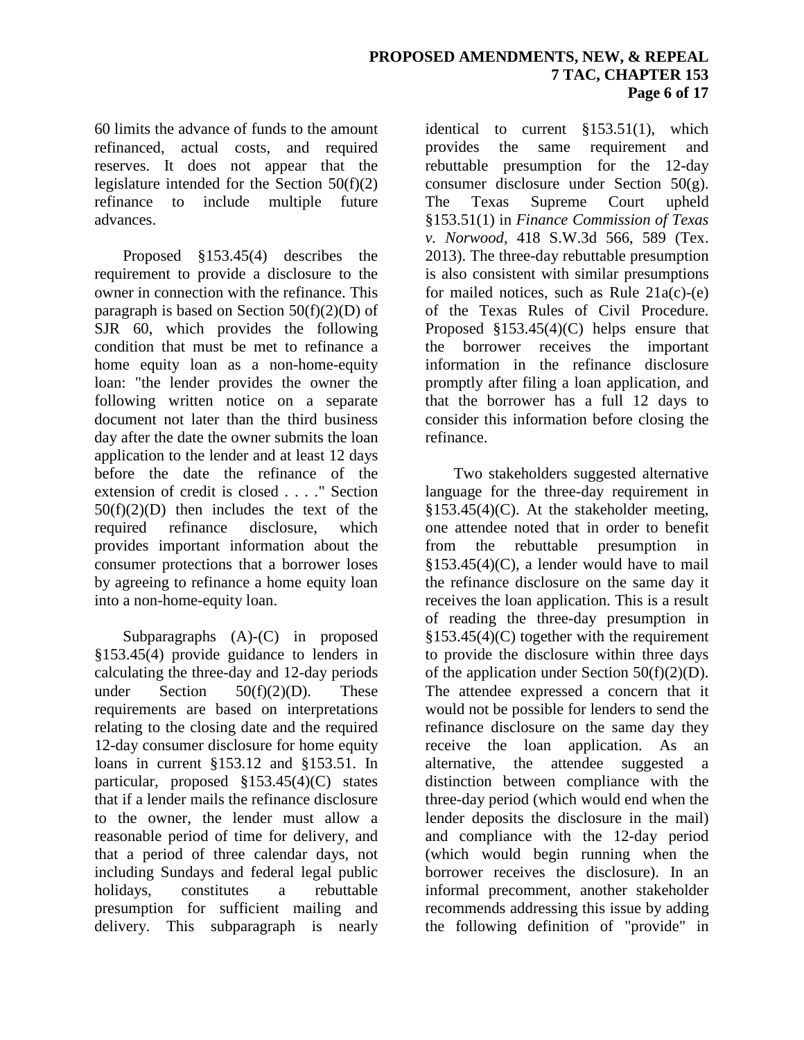60 limits the advance of funds to the amount refinanced, actual costs, and required reserves. It does not appear that the legislature intended for the Section 50(f)(2) refinance to include multiple future advances.

Proposed §153.45(4) describes the requirement to provide a disclosure to the owner in connection with the refinance. This paragraph is based on Section 50(f)(2)(D) of SJR 60, which provides the following condition that must be met to refinance a home equity loan as a non-home-equity loan: "the lender provides the owner the following written notice on a separate document not later than the third business day after the date the owner submits the loan application to the lender and at least 12 days before the date the refinance of the extension of credit is closed . . . ." Section 50(f)(2)(D) then includes the text of the required refinance disclosure, which provides important information about the consumer protections that a borrower loses by agreeing to refinance a home equity loan into a non-home-equity loan.

Subparagraphs (A)-(C) in proposed §153.45(4) provide guidance to lenders in calculating the three-day and 12-day periods under Section 50(f)(2)(D). These requirements are based on interpretations relating to the closing date and the required 12-day consumer disclosure for home equity loans in current §153.12 and §153.51. In particular, proposed §153.45(4)(C) states that if a lender mails the refinance disclosure to the owner, the lender must allow a reasonable period of time for delivery, and that a period of three calendar days, not including Sundays and federal legal public holidays, constitutes a rebuttable presumption for sufficient mailing and delivery. This subparagraph is nearly identical to current §153.51(1), which provides the same requirement and rebuttable presumption for the 12-day consumer disclosure under Section 50(g). The Texas Supreme Court upheld §153.51(1) in *Finance Commission of Texas v. Norwood*, 418 S.W.3d 566, 589 (Tex. 2013). The three-day rebuttable presumption is also consistent with similar presumptions for mailed notices, such as Rule 21a(c)-(e) of the Texas Rules of Civil Procedure. Proposed §153.45(4)(C) helps ensure that the borrower receives the important information in the refinance disclosure promptly after filing a loan application, and that the borrower has a full 12 days to consider this information before closing the refinance.

Two stakeholders suggested alternative language for the three-day requirement in §153.45(4)(C). At the stakeholder meeting, one attendee noted that in order to benefit from the rebuttable presumption in §153.45(4)(C), a lender would have to mail the refinance disclosure on the same day it receives the loan application. This is a result of reading the three-day presumption in §153.45(4)(C) together with the requirement to provide the disclosure within three days of the application under Section 50(f)(2)(D). The attendee expressed a concern that it would not be possible for lenders to send the refinance disclosure on the same day they receive the loan application. As an alternative, the attendee suggested a distinction between compliance with the three-day period (which would end when the lender deposits the disclosure in the mail) and compliance with the 12-day period (which would begin running when the borrower receives the disclosure). In an informal precomment, another stakeholder recommends addressing this issue by adding the following definition of "provide" in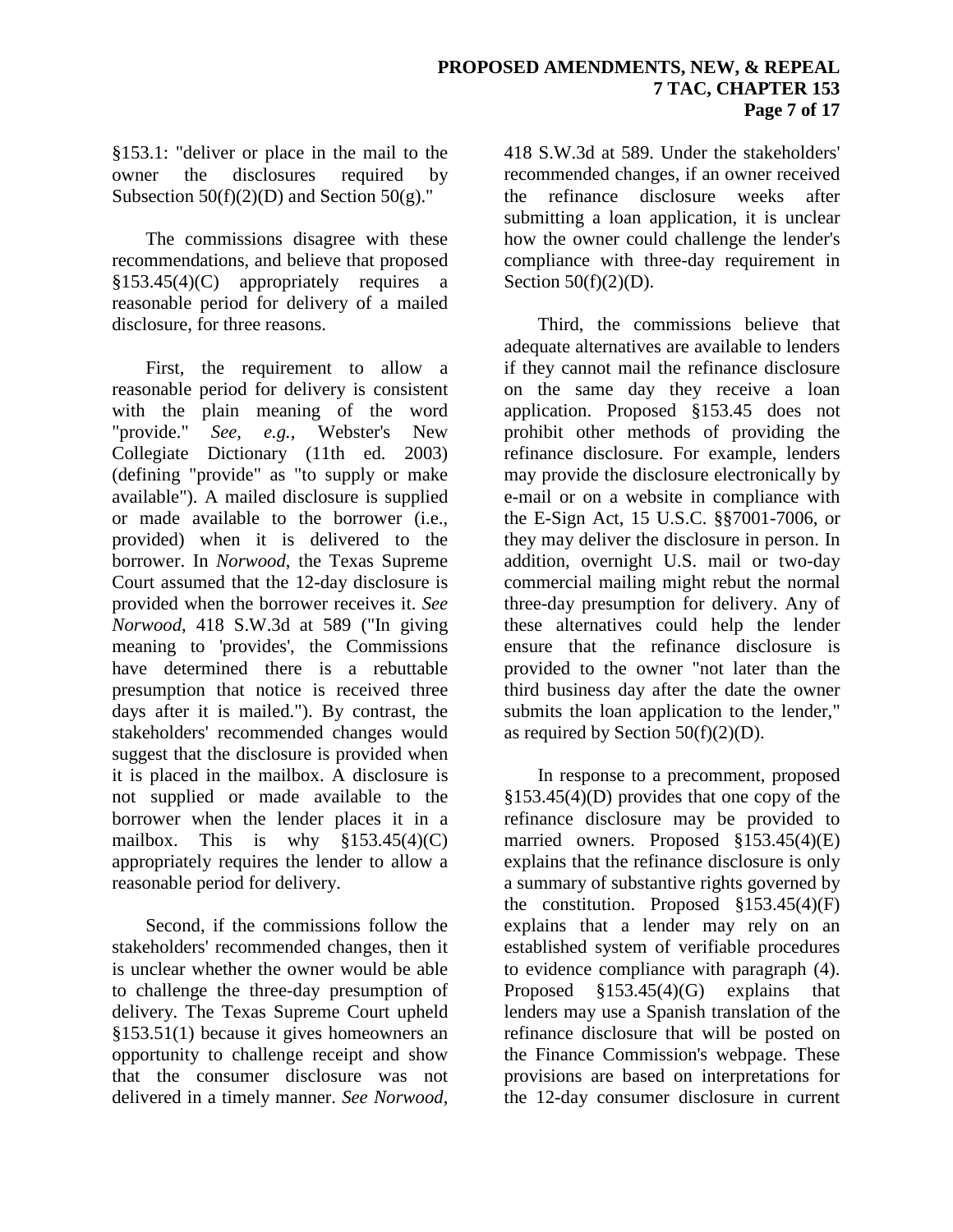§153.1: "deliver or place in the mail to the owner the disclosures required by Subsection 50(f)(2)(D) and Section 50(g)."

The commissions disagree with these recommendations, and believe that proposed §153.45(4)(C) appropriately requires a reasonable period for delivery of a mailed disclosure, for three reasons.

First, the requirement to allow a reasonable period for delivery is consistent with the plain meaning of the word "provide." *See, e.g.*, Webster's New Collegiate Dictionary (11th ed. 2003) (defining "provide" as "to supply or make available"). A mailed disclosure is supplied or made available to the borrower (i.e., provided) when it is delivered to the borrower. In *Norwood*, the Texas Supreme Court assumed that the 12-day disclosure is provided when the borrower receives it. *See Norwood*, 418 S.W.3d at 589 ("In giving meaning to 'provides', the Commissions have determined there is a rebuttable presumption that notice is received three days after it is mailed."). By contrast, the stakeholders' recommended changes would suggest that the disclosure is provided when it is placed in the mailbox. A disclosure is not supplied or made available to the borrower when the lender places it in a mailbox. This is why §153.45(4)(C) appropriately requires the lender to allow a reasonable period for delivery.

Second, if the commissions follow the stakeholders' recommended changes, then it is unclear whether the owner would be able to challenge the three-day presumption of delivery. The Texas Supreme Court upheld §153.51(1) because it gives homeowners an opportunity to challenge receipt and show that the consumer disclosure was not delivered in a timely manner. *See Norwood*, 418 S.W.3d at 589. Under the stakeholders' recommended changes, if an owner received the refinance disclosure weeks after submitting a loan application, it is unclear how the owner could challenge the lender's compliance with three-day requirement in Section 50(f)(2)(D).

Third, the commissions believe that adequate alternatives are available to lenders if they cannot mail the refinance disclosure on the same day they receive a loan application. Proposed §153.45 does not prohibit other methods of providing the refinance disclosure. For example, lenders may provide the disclosure electronically by e-mail or on a website in compliance with the E-Sign Act, 15 U.S.C. §§7001-7006, or they may deliver the disclosure in person. In addition, overnight U.S. mail or two-day commercial mailing might rebut the normal three-day presumption for delivery. Any of these alternatives could help the lender ensure that the refinance disclosure is provided to the owner "not later than the third business day after the date the owner submits the loan application to the lender," as required by Section 50(f)(2)(D).

In response to a precomment, proposed §153.45(4)(D) provides that one copy of the refinance disclosure may be provided to married owners. Proposed §153.45(4)(E) explains that the refinance disclosure is only a summary of substantive rights governed by the constitution. Proposed §153.45(4)(F) explains that a lender may rely on an established system of verifiable procedures to evidence compliance with paragraph (4). Proposed §153.45(4)(G) explains that lenders may use a Spanish translation of the refinance disclosure that will be posted on the Finance Commission's webpage. These provisions are based on interpretations for the 12-day consumer disclosure in current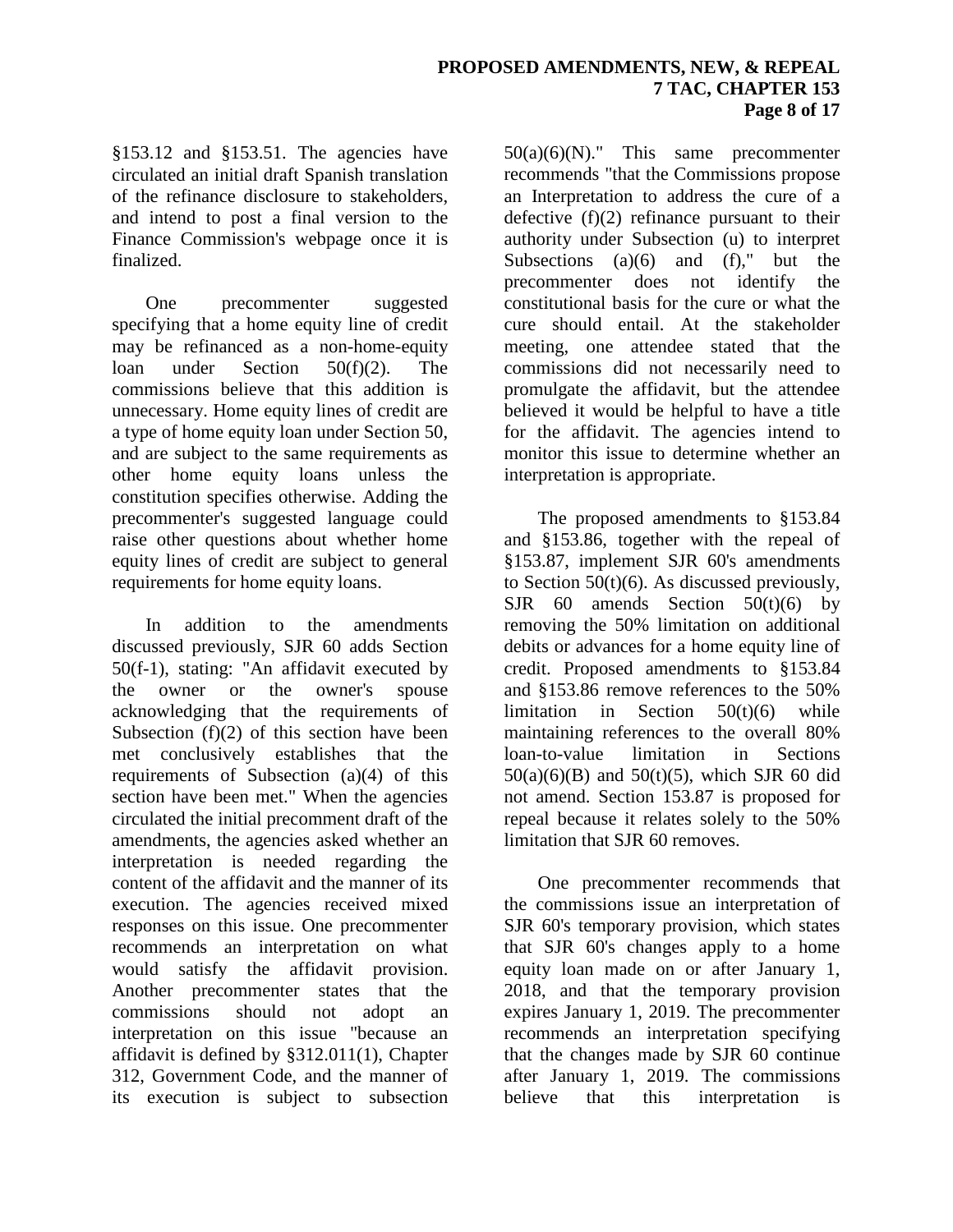§153.12 and §153.51. The agencies have circulated an initial draft Spanish translation of the refinance disclosure to stakeholders, and intend to post a final version to the Finance Commission's webpage once it is finalized.

One precommenter suggested specifying that a home equity line of credit may be refinanced as a non-home-equity loan under Section 50(f)(2). The commissions believe that this addition is unnecessary. Home equity lines of credit are a type of home equity loan under Section 50, and are subject to the same requirements as other home equity loans unless the constitution specifies otherwise. Adding the precommenter's suggested language could raise other questions about whether home equity lines of credit are subject to general requirements for home equity loans.

In addition to the amendments discussed previously, SJR 60 adds Section 50(f-1), stating: "An affidavit executed by the owner or the owner's spouse acknowledging that the requirements of Subsection (f)(2) of this section have been met conclusively establishes that the requirements of Subsection (a)(4) of this section have been met." When the agencies circulated the initial precomment draft of the amendments, the agencies asked whether an interpretation is needed regarding the content of the affidavit and the manner of its execution. The agencies received mixed responses on this issue. One precommenter recommends an interpretation on what would satisfy the affidavit provision. Another precommenter states that the commissions should not adopt an interpretation on this issue "because an affidavit is defined by §312.011(1), Chapter 312, Government Code, and the manner of its execution is subject to subsection 50(a)(6)(N)." This same precommenter recommends "that the Commissions propose an Interpretation to address the cure of a defective (f)(2) refinance pursuant to their authority under Subsection (u) to interpret Subsections (a)(6) and (f)," but the precommenter does not identify the constitutional basis for the cure or what the cure should entail. At the stakeholder meeting, one attendee stated that the commissions did not necessarily need to promulgate the affidavit, but the attendee believed it would be helpful to have a title for the affidavit. The agencies intend to monitor this issue to determine whether an interpretation is appropriate.

The proposed amendments to §153.84 and §153.86, together with the repeal of §153.87, implement SJR 60's amendments to Section 50(t)(6). As discussed previously, SJR 60 amends Section 50(t)(6) by removing the 50% limitation on additional debits or advances for a home equity line of credit. Proposed amendments to §153.84 and §153.86 remove references to the 50% limitation in Section 50(t)(6) while maintaining references to the overall 80% loan-to-value limitation in Sections 50(a)(6)(B) and 50(t)(5), which SJR 60 did not amend. Section 153.87 is proposed for repeal because it relates solely to the 50% limitation that SJR 60 removes.

One precommenter recommends that the commissions issue an interpretation of SJR 60's temporary provision, which states that SJR 60's changes apply to a home equity loan made on or after January 1, 2018, and that the temporary provision expires January 1, 2019. The precommenter recommends an interpretation specifying that the changes made by SJR 60 continue after January 1, 2019. The commissions believe that this interpretation is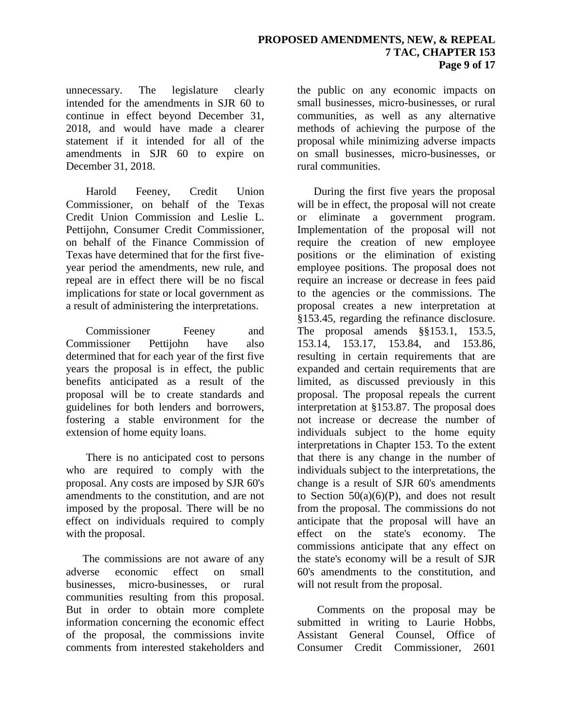unnecessary. The legislature clearly intended for the amendments in SJR 60 to continue in effect beyond December 31, 2018, and would have made a clearer statement if it intended for all of the amendments in SJR 60 to expire on December 31, 2018.

Harold Feeney, Credit Union Commissioner, on behalf of the Texas Credit Union Commission and Leslie L. Pettijohn, Consumer Credit Commissioner, on behalf of the Finance Commission of Texas have determined that for the first five-year period the amendments, new rule, and repeal are in effect there will be no fiscal implications for state or local government as a result of administering the interpretations.

Commissioner Feeney and Commissioner Pettijohn have also determined that for each year of the first five years the proposal is in effect, the public benefits anticipated as a result of the proposal will be to create standards and guidelines for both lenders and borrowers, fostering a stable environment for the extension of home equity loans.

There is no anticipated cost to persons who are required to comply with the proposal. Any costs are imposed by SJR 60's amendments to the constitution, and are not imposed by the proposal. There will be no effect on individuals required to comply with the proposal.

The commissions are not aware of any adverse economic effect on small businesses, micro-businesses, or rural communities resulting from this proposal. But in order to obtain more complete information concerning the economic effect of the proposal, the commissions invite comments from interested stakeholders and the public on any economic impacts on small businesses, micro-businesses, or rural communities, as well as any alternative methods of achieving the purpose of the proposal while minimizing adverse impacts on small businesses, micro-businesses, or rural communities.

During the first five years the proposal will be in effect, the proposal will not create or eliminate a government program. Implementation of the proposal will not require the creation of new employee positions or the elimination of existing employee positions. The proposal does not require an increase or decrease in fees paid to the agencies or the commissions. The proposal creates a new interpretation at §153.45, regarding the refinance disclosure. The proposal amends §§153.1, 153.5, 153.14, 153.17, 153.84, and 153.86, resulting in certain requirements that are expanded and certain requirements that are limited, as discussed previously in this proposal. The proposal repeals the current interpretation at §153.87. The proposal does not increase or decrease the number of individuals subject to the home equity interpretations in Chapter 153. To the extent that there is any change in the number of individuals subject to the interpretations, the change is a result of SJR 60's amendments to Section 50(a)(6)(P), and does not result from the proposal. The commissions do not anticipate that the proposal will have an effect on the state's economy. The commissions anticipate that any effect on the state's economy will be a result of SJR 60's amendments to the constitution, and will not result from the proposal.

Comments on the proposal may be submitted in writing to Laurie Hobbs, Assistant General Counsel, Office of Consumer Credit Commissioner, 2601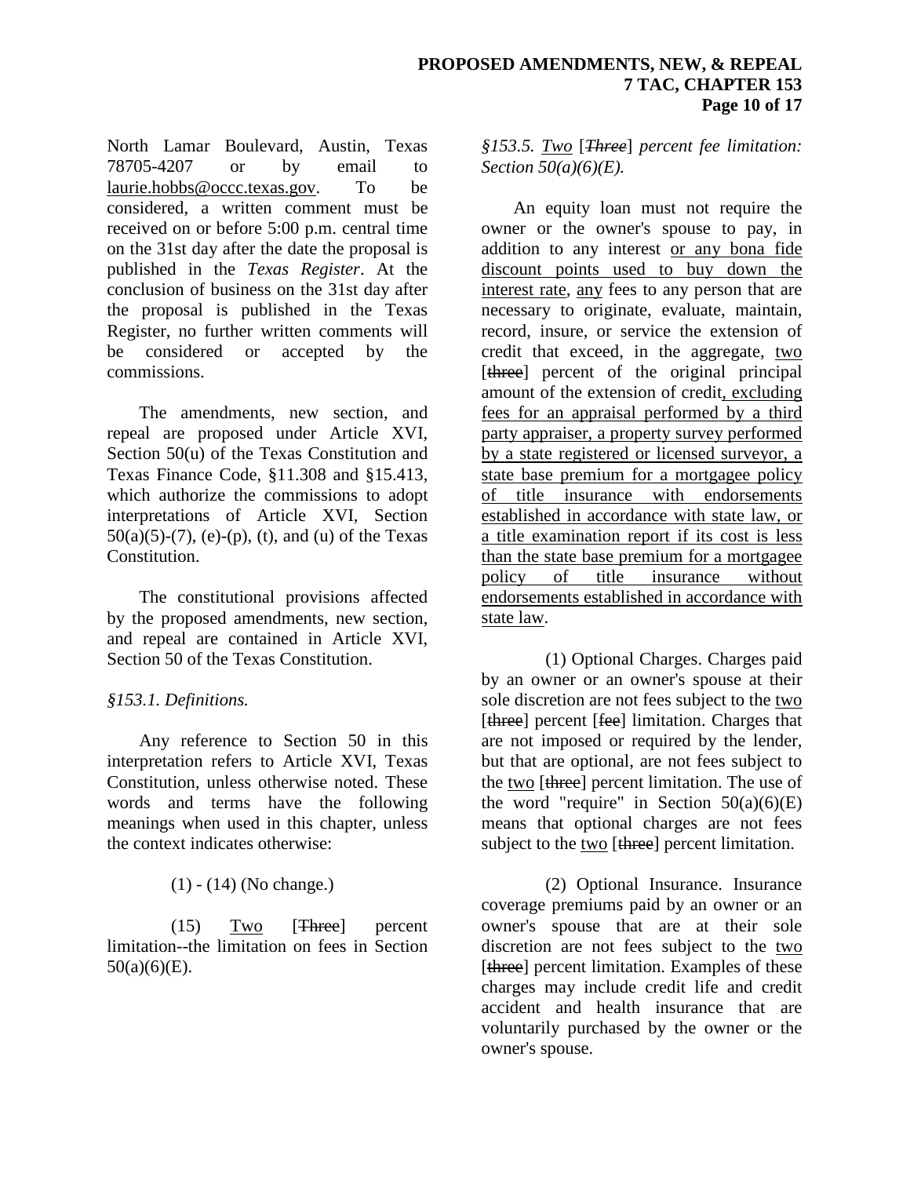North Lamar Boulevard, Austin, Texas 78705-4207 or by email to laurie.hobbs@occc.texas.gov. To be considered, a written comment must be received on or before 5:00 p.m. central time on the 31st day after the date the proposal is published in the *Texas Register*. At the conclusion of business on the 31st day after the proposal is published in the Texas Register, no further written comments will be considered or accepted by the commissions.

The amendments, new section, and repeal are proposed under Article XVI, Section 50(u) of the Texas Constitution and Texas Finance Code, §11.308 and §15.413, which authorize the commissions to adopt interpretations of Article XVI, Section 50(a)(5)-(7), (e)-(p), (t), and (u) of the Texas Constitution.

The constitutional provisions affected by the proposed amendments, new section, and repeal are contained in Article XVI, Section 50 of the Texas Constitution.

*§153.1. Definitions.*

Any reference to Section 50 in this interpretation refers to Article XVI, Texas Constitution, unless otherwise noted. These words and terms have the following meanings when used in this chapter, unless the context indicates otherwise:

(1) - (14) (No change.)

(15) <u>Two</u> [~~Three~~] percent limitation--the limitation on fees in Section 50(a)(6)(E).

*§153.5. <u>Two</u> [~~Three~~] percent fee limitation: Section 50(a)(6)(E).*

An equity loan must not require the owner or the owner's spouse to pay, in addition to any interest <u>or any bona fide discount points used to buy down the interest rate</u>, <u>any</u> fees to any person that are necessary to originate, evaluate, maintain, record, insure, or service the extension of credit that exceed, in the aggregate, <u>two</u> [~~three~~] percent of the original principal amount of the extension of credit<u>, excluding fees for an appraisal performed by a third party appraiser, a property survey performed by a state registered or licensed surveyor, a state base premium for a mortgagee policy of title insurance with endorsements established in accordance with state law, or a title examination report if its cost is less than the state base premium for a mortgagee policy of title insurance without endorsements established in accordance with state law</u>.

(1) Optional Charges. Charges paid by an owner or an owner's spouse at their sole discretion are not fees subject to the <u>two</u> [~~three~~] percent [~~fee~~] limitation. Charges that are not imposed or required by the lender, but that are optional, are not fees subject to the <u>two</u> [~~three~~] percent limitation. The use of the word "require" in Section 50(a)(6)(E) means that optional charges are not fees subject to the <u>two</u> [~~three~~] percent limitation.

(2) Optional Insurance. Insurance coverage premiums paid by an owner or an owner's spouse that are at their sole discretion are not fees subject to the <u>two</u> [~~three~~] percent limitation. Examples of these charges may include credit life and credit accident and health insurance that are voluntarily purchased by the owner or the owner's spouse.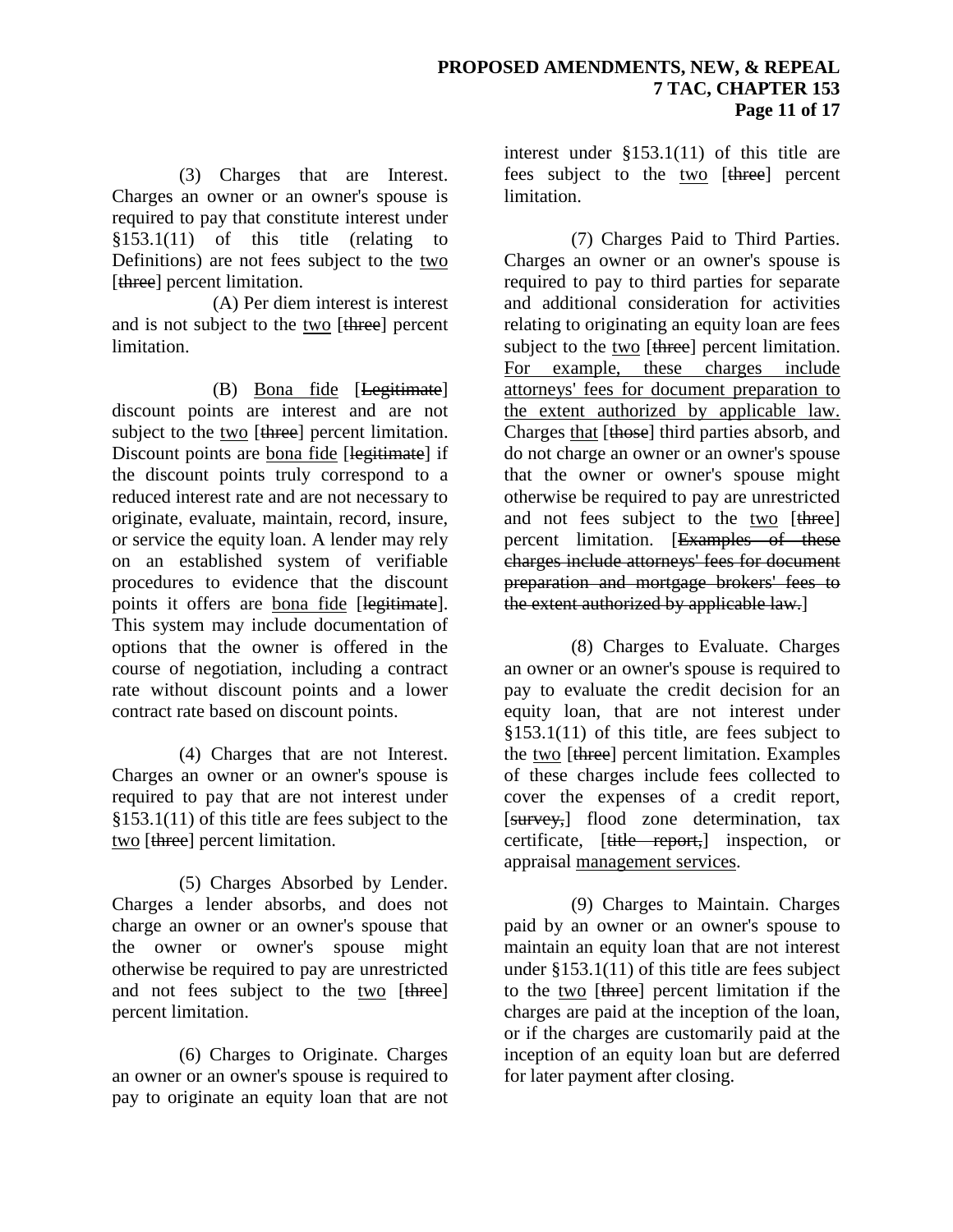(3) Charges that are Interest. Charges an owner or an owner's spouse is required to pay that constitute interest under §153.1(11) of this title (relating to Definitions) are not fees subject to the <u>two</u> [~~three~~] percent limitation.

(A) Per diem interest is interest and is not subject to the <u>two</u> [~~three~~] percent limitation.

(B) <u>Bona fide</u> [~~Legitimate~~] discount points are interest and are not subject to the <u>two</u> [~~three~~] percent limitation. Discount points are <u>bona fide</u> [~~legitimate~~] if the discount points truly correspond to a reduced interest rate and are not necessary to originate, evaluate, maintain, record, insure, or service the equity loan. A lender may rely on an established system of verifiable procedures to evidence that the discount points it offers are <u>bona fide</u> [~~legitimate~~]. This system may include documentation of options that the owner is offered in the course of negotiation, including a contract rate without discount points and a lower contract rate based on discount points.

(4) Charges that are not Interest. Charges an owner or an owner's spouse is required to pay that are not interest under §153.1(11) of this title are fees subject to the <u>two</u> [~~three~~] percent limitation.

(5) Charges Absorbed by Lender. Charges a lender absorbs, and does not charge an owner or an owner's spouse that the owner or owner's spouse might otherwise be required to pay are unrestricted and not fees subject to the <u>two</u> [~~three~~] percent limitation.

(6) Charges to Originate. Charges an owner or an owner's spouse is required to pay to originate an equity loan that are not interest under §153.1(11) of this title are fees subject to the <u>two</u> [~~three~~] percent limitation.

(7) Charges Paid to Third Parties. Charges an owner or an owner's spouse is required to pay to third parties for separate and additional consideration for activities relating to originating an equity loan are fees subject to the <u>two</u> [~~three~~] percent limitation. <u>For example, these charges include attorneys' fees for document preparation to the extent authorized by applicable law.</u> Charges <u>that</u> [~~those~~] third parties absorb, and do not charge an owner or an owner's spouse that the owner or owner's spouse might otherwise be required to pay are unrestricted and not fees subject to the <u>two</u> [~~three~~] percent limitation. [~~Examples of these charges include attorneys' fees for document preparation and mortgage brokers' fees to the extent authorized by applicable law.~~]

(8) Charges to Evaluate. Charges an owner or an owner's spouse is required to pay to evaluate the credit decision for an equity loan, that are not interest under §153.1(11) of this title, are fees subject to the <u>two</u> [~~three~~] percent limitation. Examples of these charges include fees collected to cover the expenses of a credit report, [~~survey,~~] flood zone determination, tax certificate, [~~title report,~~] inspection, or appraisal <u>management services</u>.

(9) Charges to Maintain. Charges paid by an owner or an owner's spouse to maintain an equity loan that are not interest under §153.1(11) of this title are fees subject to the <u>two</u> [~~three~~] percent limitation if the charges are paid at the inception of the loan, or if the charges are customarily paid at the inception of an equity loan but are deferred for later payment after closing.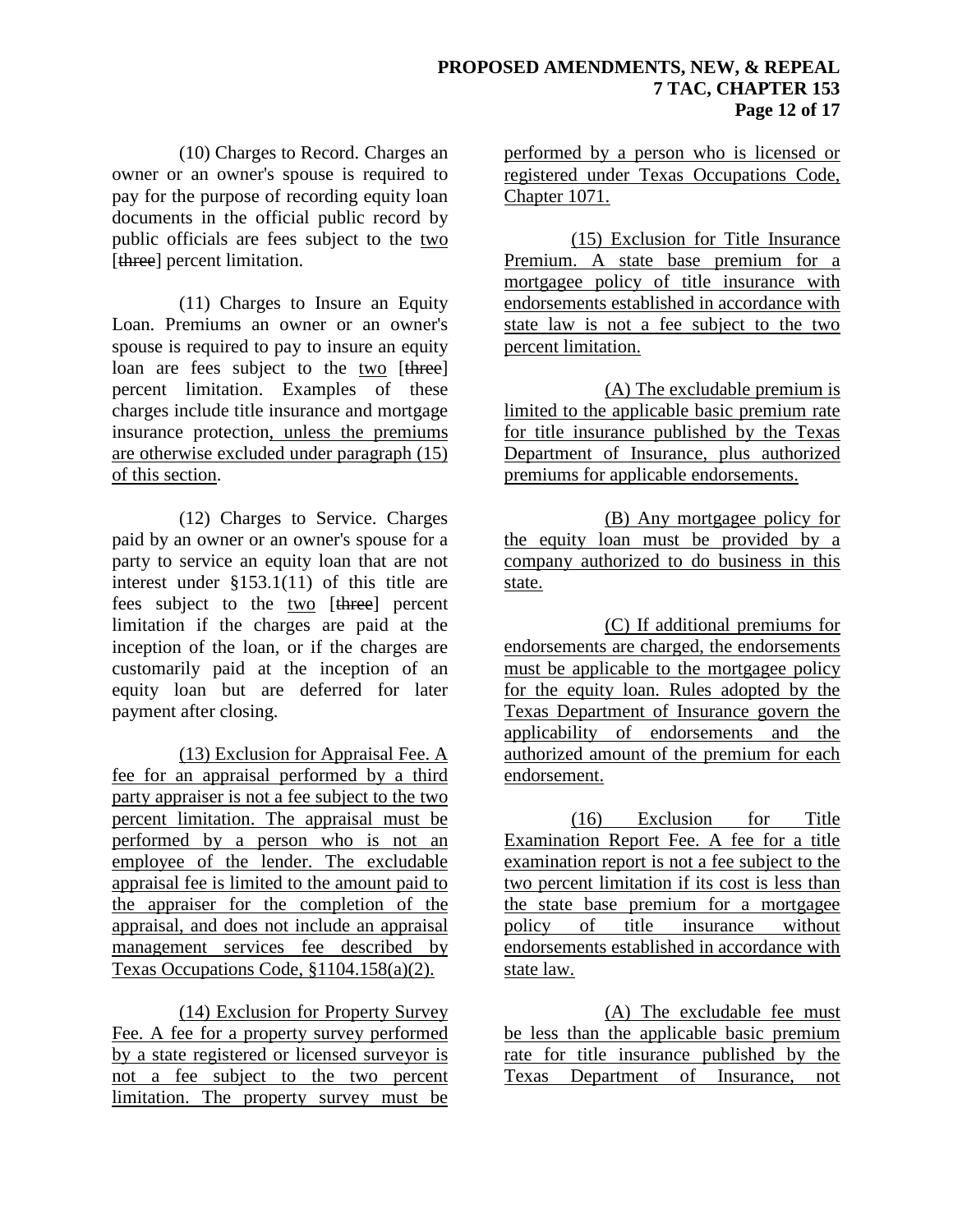(10) Charges to Record. Charges an owner or an owner's spouse is required to pay for the purpose of recording equity loan documents in the official public record by public officials are fees subject to the <u>two</u> [~~three~~] percent limitation.

(11) Charges to Insure an Equity Loan. Premiums an owner or an owner's spouse is required to pay to insure an equity loan are fees subject to the <u>two</u> [~~three~~] percent limitation. Examples of these charges include title insurance and mortgage insurance protection<u>, unless the premiums are otherwise excluded under paragraph (15) of this section</u>.

(12) Charges to Service. Charges paid by an owner or an owner's spouse for a party to service an equity loan that are not interest under §153.1(11) of this title are fees subject to the <u>two</u> [~~three~~] percent limitation if the charges are paid at the inception of the loan, or if the charges are customarily paid at the inception of an equity loan but are deferred for later payment after closing.

<u>(13) Exclusion for Appraisal Fee. A fee for an appraisal performed by a third party appraiser is not a fee subject to the two percent limitation. The appraisal must be performed by a person who is not an employee of the lender. The excludable appraisal fee is limited to the amount paid to the appraiser for the completion of the appraisal, and does not include an appraisal management services fee described by Texas Occupations Code, §1104.158(a)(2).</u>

<u>(14) Exclusion for Property Survey Fee. A fee for a property survey performed by a state registered or licensed surveyor is not a fee subject to the two percent limitation. The property survey must be performed by a person who is licensed or registered under Texas Occupations Code, Chapter 1071.</u>

<u>(15) Exclusion for Title Insurance Premium. A state base premium for a mortgagee policy of title insurance with endorsements established in accordance with state law is not a fee subject to the two percent limitation.</u>

<u>(A) The excludable premium is limited to the applicable basic premium rate for title insurance published by the Texas Department of Insurance, plus authorized premiums for applicable endorsements.</u>

<u>(B) Any mortgagee policy for the equity loan must be provided by a company authorized to do business in this state.</u>

<u>(C) If additional premiums for endorsements are charged, the endorsements must be applicable to the mortgagee policy for the equity loan. Rules adopted by the Texas Department of Insurance govern the applicability of endorsements and the authorized amount of the premium for each endorsement.</u>

<u>(16) Exclusion for Title Examination Report Fee. A fee for a title examination report is not a fee subject to the two percent limitation if its cost is less than the state base premium for a mortgagee policy of title insurance without endorsements established in accordance with state law.</u>

<u>(A) The excludable fee must be less than the applicable basic premium rate for title insurance published by the Texas Department of Insurance, not</u>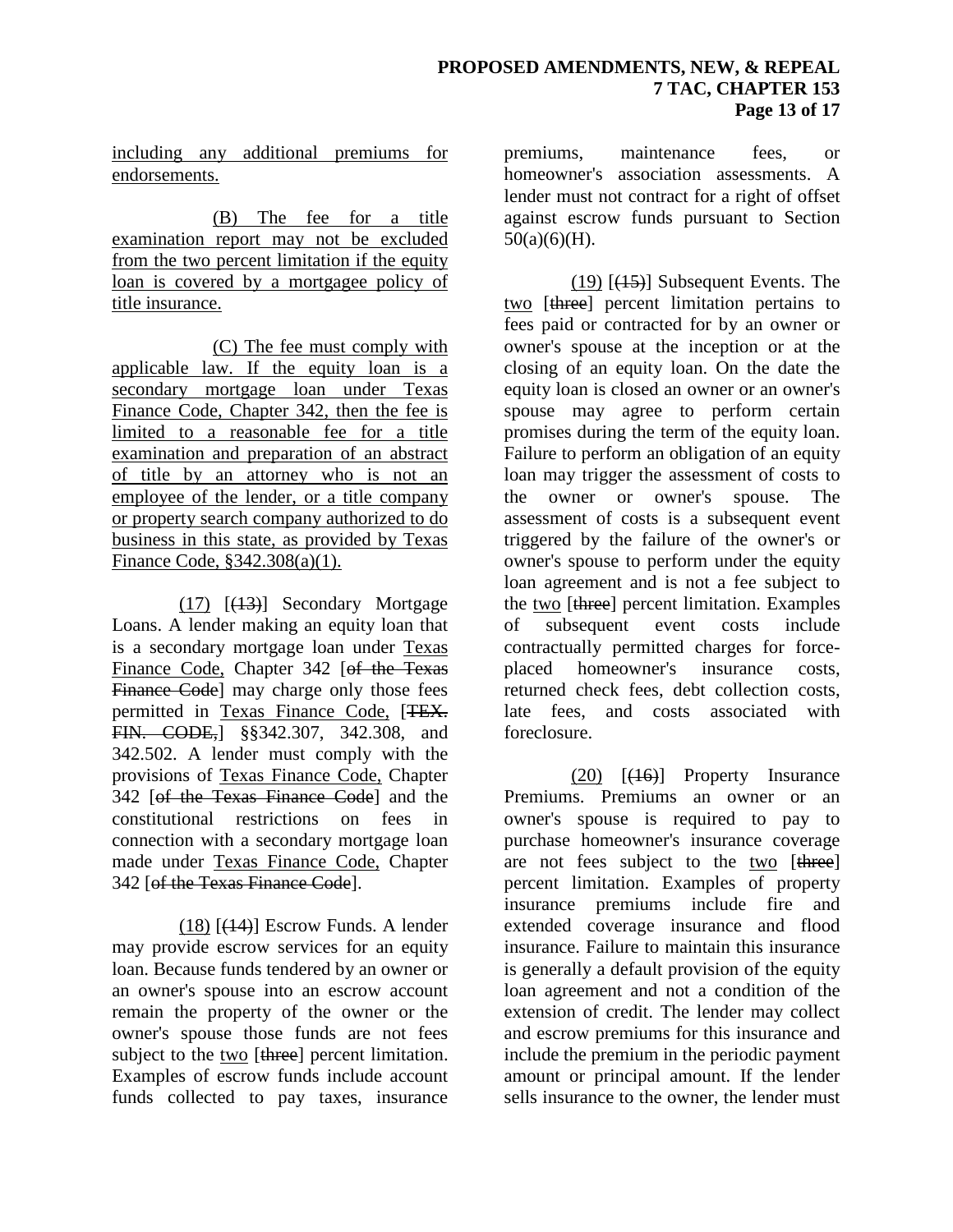including any additional premiums for endorsements.

(B) The fee for a title examination report may not be excluded from the two percent limitation if the equity loan is covered by a mortgagee policy of title insurance.

(C) The fee must comply with applicable law. If the equity loan is a secondary mortgage loan under Texas Finance Code, Chapter 342, then the fee is limited to a reasonable fee for a title examination and preparation of an abstract of title by an attorney who is not an employee of the lender, or a title company or property search company authorized to do business in this state, as provided by Texas Finance Code, §342.308(a)(1).

(17) [~~(13)~~] Secondary Mortgage Loans. A lender making an equity loan that is a secondary mortgage loan under Texas Finance Code, Chapter 342 [~~of the Texas Finance Code~~] may charge only those fees permitted in Texas Finance Code, [~~TEX. FIN. CODE,~~] §§342.307, 342.308, and 342.502. A lender must comply with the provisions of Texas Finance Code, Chapter 342 [~~of the Texas Finance Code~~] and the constitutional restrictions on fees in connection with a secondary mortgage loan made under Texas Finance Code, Chapter 342 [~~of the Texas Finance Code~~].

(18) [~~(14)~~] Escrow Funds. A lender may provide escrow services for an equity loan. Because funds tendered by an owner or an owner's spouse into an escrow account remain the property of the owner or the owner's spouse those funds are not fees subject to the two [~~three~~] percent limitation. Examples of escrow funds include account funds collected to pay taxes, insurance premiums, maintenance fees, or homeowner's association assessments. A lender must not contract for a right of offset against escrow funds pursuant to Section 50(a)(6)(H).

(19) [~~(15)~~] Subsequent Events. The two [~~three~~] percent limitation pertains to fees paid or contracted for by an owner or owner's spouse at the inception or at the closing of an equity loan. On the date the equity loan is closed an owner or an owner's spouse may agree to perform certain promises during the term of the equity loan. Failure to perform an obligation of an equity loan may trigger the assessment of costs to the owner or owner's spouse. The assessment of costs is a subsequent event triggered by the failure of the owner's or owner's spouse to perform under the equity loan agreement and is not a fee subject to the two [~~three~~] percent limitation. Examples of subsequent event costs include contractually permitted charges for force-placed homeowner's insurance costs, returned check fees, debt collection costs, late fees, and costs associated with foreclosure.

(20) [~~(16)~~] Property Insurance Premiums. Premiums an owner or an owner's spouse is required to pay to purchase homeowner's insurance coverage are not fees subject to the two [~~three~~] percent limitation. Examples of property insurance premiums include fire and extended coverage insurance and flood insurance. Failure to maintain this insurance is generally a default provision of the equity loan agreement and not a condition of the extension of credit. The lender may collect and escrow premiums for this insurance and include the premium in the periodic payment amount or principal amount. If the lender sells insurance to the owner, the lender must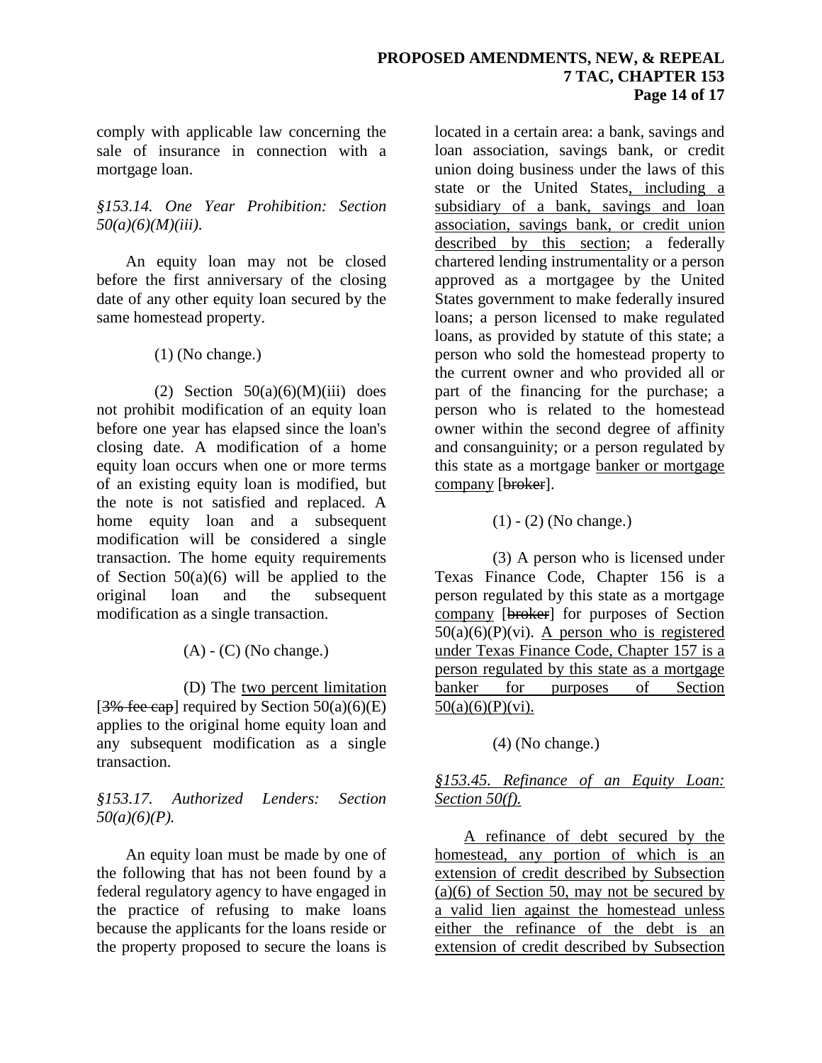comply with applicable law concerning the sale of insurance in connection with a mortgage loan.

*§153.14. One Year Prohibition: Section 50(a)(6)(M)(iii).*

An equity loan may not be closed before the first anniversary of the closing date of any other equity loan secured by the same homestead property.

(1) (No change.)

(2) Section 50(a)(6)(M)(iii) does not prohibit modification of an equity loan before one year has elapsed since the loan's closing date. A modification of a home equity loan occurs when one or more terms of an existing equity loan is modified, but the note is not satisfied and replaced. A home equity loan and a subsequent modification will be considered a single transaction. The home equity requirements of Section 50(a)(6) will be applied to the original loan and the subsequent modification as a single transaction.

(A) - (C) (No change.)

(D) The <u>two percent limitation</u> [~~3% fee cap~~] required by Section 50(a)(6)(E) applies to the original home equity loan and any subsequent modification as a single transaction.

*§153.17. Authorized Lenders: Section 50(a)(6)(P).*

An equity loan must be made by one of the following that has not been found by a federal regulatory agency to have engaged in the practice of refusing to make loans because the applicants for the loans reside or the property proposed to secure the loans is located in a certain area: a bank, savings and loan association, savings bank, or credit union doing business under the laws of this state or the United States<u>, including a subsidiary of a bank, savings and loan association, savings bank, or credit union described by this section</u>; a federally chartered lending instrumentality or a person approved as a mortgagee by the United States government to make federally insured loans; a person licensed to make regulated loans, as provided by statute of this state; a person who sold the homestead property to the current owner and who provided all or part of the financing for the purchase; a person who is related to the homestead owner within the second degree of affinity and consanguinity; or a person regulated by this state as a mortgage <u>banker or mortgage company</u> [~~broker~~].

(1) - (2) (No change.)

(3) A person who is licensed under Texas Finance Code, Chapter 156 is a person regulated by this state as a mortgage <u>company</u> [~~broker~~] for purposes of Section 50(a)(6)(P)(vi). <u>A person who is registered under Texas Finance Code, Chapter 157 is a person regulated by this state as a mortgage banker for purposes of Section 50(a)(6)(P)(vi).</u>

(4) (No change.)

<u>*§153.45. Refinance of an Equity Loan: Section 50(f).*</u>

<u>A refinance of debt secured by the homestead, any portion of which is an extension of credit described by Subsection (a)(6) of Section 50, may not be secured by a valid lien against the homestead unless either the refinance of the debt is an extension of credit described by Subsection</u>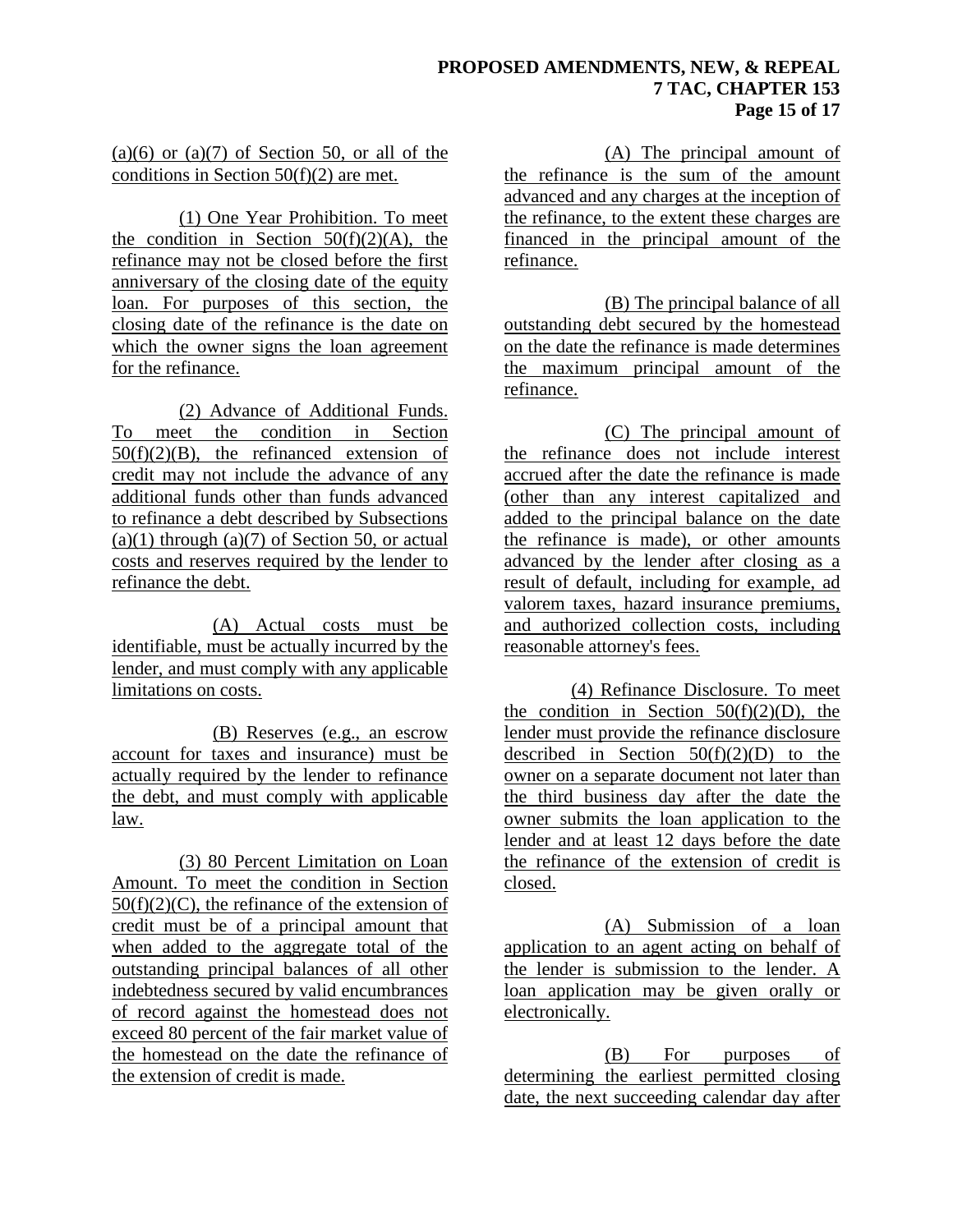(a)(6) or (a)(7) of Section 50, or all of the conditions in Section 50(f)(2) are met.

(1) One Year Prohibition. To meet the condition in Section 50(f)(2)(A), the refinance may not be closed before the first anniversary of the closing date of the equity loan. For purposes of this section, the closing date of the refinance is the date on which the owner signs the loan agreement for the refinance.

(2) Advance of Additional Funds. To meet the condition in Section 50(f)(2)(B), the refinanced extension of credit may not include the advance of any additional funds other than funds advanced to refinance a debt described by Subsections (a)(1) through (a)(7) of Section 50, or actual costs and reserves required by the lender to refinance the debt.

(A) Actual costs must be identifiable, must be actually incurred by the lender, and must comply with any applicable limitations on costs.

(B) Reserves (e.g., an escrow account for taxes and insurance) must be actually required by the lender to refinance the debt, and must comply with applicable law.

(3) 80 Percent Limitation on Loan Amount. To meet the condition in Section 50(f)(2)(C), the refinance of the extension of credit must be of a principal amount that when added to the aggregate total of the outstanding principal balances of all other indebtedness secured by valid encumbrances of record against the homestead does not exceed 80 percent of the fair market value of the homestead on the date the refinance of the extension of credit is made.

(A) The principal amount of the refinance is the sum of the amount advanced and any charges at the inception of the refinance, to the extent these charges are financed in the principal amount of the refinance.

(B) The principal balance of all outstanding debt secured by the homestead on the date the refinance is made determines the maximum principal amount of the refinance.

(C) The principal amount of the refinance does not include interest accrued after the date the refinance is made (other than any interest capitalized and added to the principal balance on the date the refinance is made), or other amounts advanced by the lender after closing as a result of default, including for example, ad valorem taxes, hazard insurance premiums, and authorized collection costs, including reasonable attorney's fees.

(4) Refinance Disclosure. To meet the condition in Section 50(f)(2)(D), the lender must provide the refinance disclosure described in Section 50(f)(2)(D) to the owner on a separate document not later than the third business day after the date the owner submits the loan application to the lender and at least 12 days before the date the refinance of the extension of credit is closed.

(A) Submission of a loan application to an agent acting on behalf of the lender is submission to the lender. A loan application may be given orally or electronically.

(B) For purposes of determining the earliest permitted closing date, the next succeeding calendar day after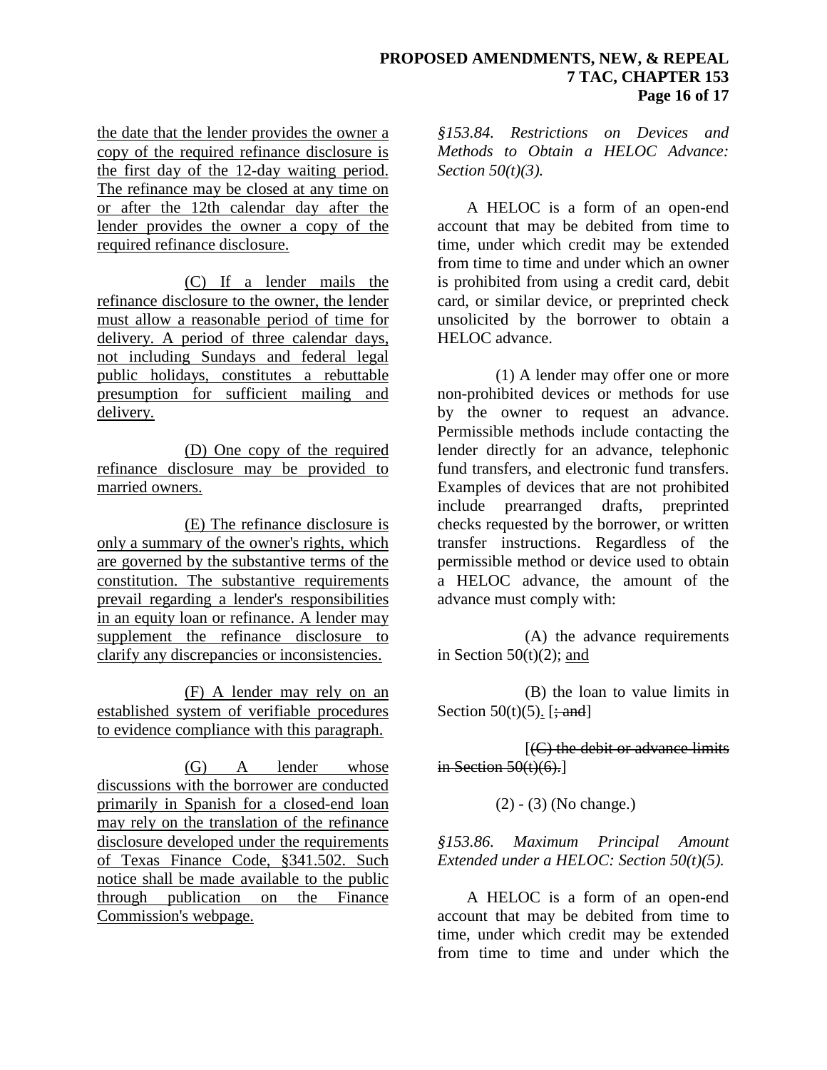the date that the lender provides the owner a copy of the required refinance disclosure is the first day of the 12-day waiting period. The refinance may be closed at any time on or after the 12th calendar day after the lender provides the owner a copy of the required refinance disclosure.

(C) If a lender mails the refinance disclosure to the owner, the lender must allow a reasonable period of time for delivery. A period of three calendar days, not including Sundays and federal legal public holidays, constitutes a rebuttable presumption for sufficient mailing and delivery.

(D) One copy of the required refinance disclosure may be provided to married owners.

(E) The refinance disclosure is only a summary of the owner's rights, which are governed by the substantive terms of the constitution. The substantive requirements prevail regarding a lender's responsibilities in an equity loan or refinance. A lender may supplement the refinance disclosure to clarify any discrepancies or inconsistencies.

(F) A lender may rely on an established system of verifiable procedures to evidence compliance with this paragraph.

(G) A lender whose discussions with the borrower are conducted primarily in Spanish for a closed-end loan may rely on the translation of the refinance disclosure developed under the requirements of Texas Finance Code, §341.502. Such notice shall be made available to the public through publication on the Finance Commission's webpage.

*§153.84. Restrictions on Devices and Methods to Obtain a HELOC Advance: Section 50(t)(3).*

A HELOC is a form of an open-end account that may be debited from time to time, under which credit may be extended from time to time and under which an owner is prohibited from using a credit card, debit card, or similar device, or preprinted check unsolicited by the borrower to obtain a HELOC advance.

(1) A lender may offer one or more non-prohibited devices or methods for use by the owner to request an advance. Permissible methods include contacting the lender directly for an advance, telephonic fund transfers, and electronic fund transfers. Examples of devices that are not prohibited include prearranged drafts, preprinted checks requested by the borrower, or written transfer instructions. Regardless of the permissible method or device used to obtain a HELOC advance, the amount of the advance must comply with:

(A) the advance requirements in Section 50(t)(2); and

(B) the loan to value limits in Section 50(t)(5). [~~; and~~]

[~~(C) the debit or advance limits in Section 50(t)(6).~~]

(2) - (3) (No change.)

*§153.86. Maximum Principal Amount Extended under a HELOC: Section 50(t)(5).*

A HELOC is a form of an open-end account that may be debited from time to time, under which credit may be extended from time to time and under which the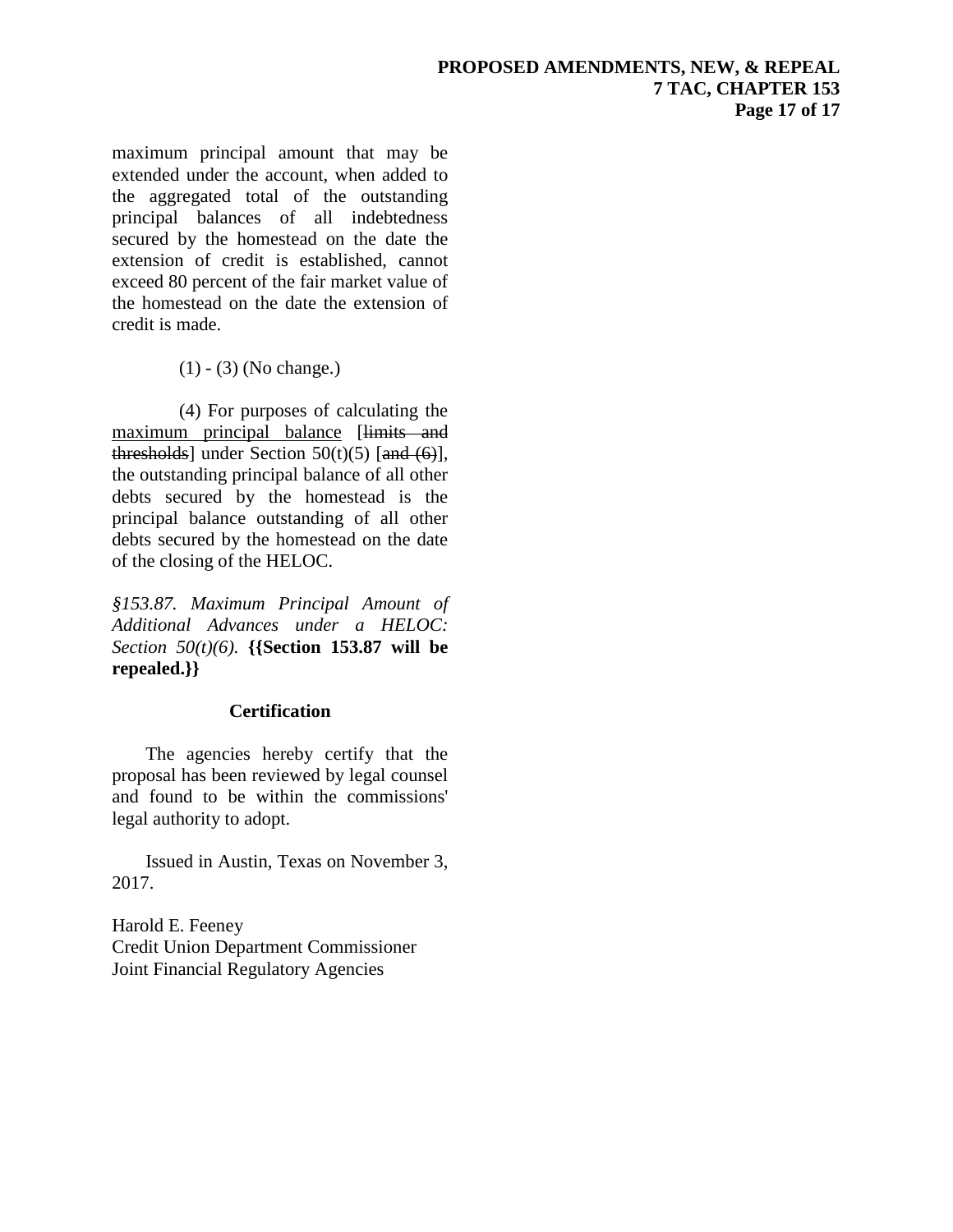maximum principal amount that may be extended under the account, when added to the aggregated total of the outstanding principal balances of all indebtedness secured by the homestead on the date the extension of credit is established, cannot exceed 80 percent of the fair market value of the homestead on the date the extension of credit is made.

(1) - (3) (No change.)

(4) For purposes of calculating the <u>maximum principal balance</u> [~~limits and thresholds~~] under Section 50(t)(5) [~~and (6)~~], the outstanding principal balance of all other debts secured by the homestead is the principal balance outstanding of all other debts secured by the homestead on the date of the closing of the HELOC.

*§153.87. Maximum Principal Amount of Additional Advances under a HELOC: Section 50(t)(6).* **{{Section 153.87 will be repealed.}}**

**Certification**

The agencies hereby certify that the proposal has been reviewed by legal counsel and found to be within the commissions' legal authority to adopt.

Issued in Austin, Texas on November 3, 2017.

Harold E. Feeney
Credit Union Department Commissioner
Joint Financial Regulatory Agencies